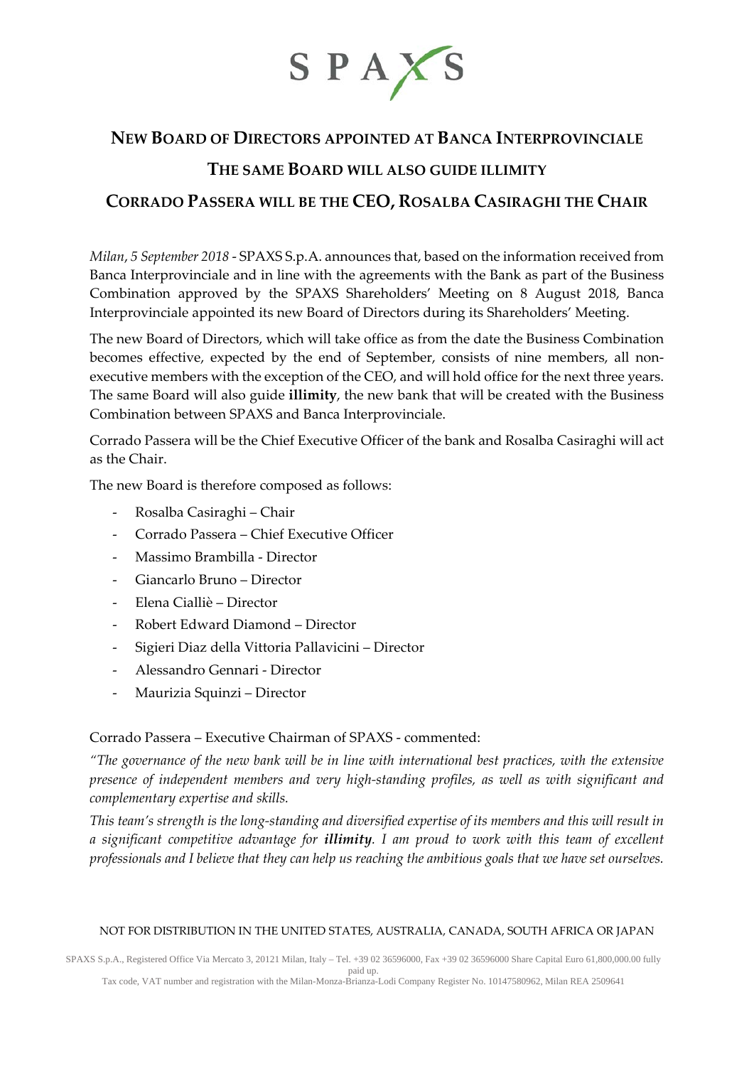SPAXS

# NEW BOARD OF DIRECTORS APPOINTED AT BANCA INTERPROVINCIALE

## THE SAME BOARD WILL ALSO GUIDE ILLIMITY

## CORRADO PASSERA WILL BE THE CEO, ROSALBA CASIRAGHI THE CHAIR

*Milan, 5 September 2018* - SPAXS S.p.A. announces that, based on the information received from Banca Interprovinciale and in line with the agreements with the Bank as part of the Business Combination approved by the SPAXS Shareholders' Meeting on 8 August 2018, Banca Interprovinciale appointed its new Board of Directors during its Shareholders' Meeting.

The new Board of Directors, which will take office as from the date the Business Combination becomes effective, expected by the end of September, consists of nine members, all non-executive members with the exception of the CEO, and will hold office for the next three years. The same Board will also guide **illimity**, the new bank that will be created with the Business Combination between SPAXS and Banca Interprovinciale.

Corrado Passera will be the Chief Executive Officer of the bank and Rosalba Casiraghi will act as the Chair.

The new Board is therefore composed as follows:

- Rosalba Casiraghi – Chair
- Corrado Passera – Chief Executive Officer
- Massimo Brambilla - Director
- Giancarlo Bruno – Director
- Elena Cialliè – Director
- Robert Edward Diamond – Director
- Sigieri Diaz della Vittoria Pallavicini – Director
- Alessandro Gennari - Director
- Maurizia Squinzi – Director

Corrado Passera – Executive Chairman of SPAXS - commented:

*"The governance of the new bank will be in line with international best practices, with the extensive presence of independent members and very high-standing profiles, as well as with significant and complementary expertise and skills.*

*This team's strength is the long-standing and diversified expertise of its members and this will result in a significant competitive advantage for **illimity**. I am proud to work with this team of excellent professionals and I believe that they can help us reaching the ambitious goals that we have set ourselves.*

NOT FOR DISTRIBUTION IN THE UNITED STATES, AUSTRALIA, CANADA, SOUTH AFRICA OR JAPAN

SPAXS S.p.A., Registered Office Via Mercato 3, 20121 Milan, Italy – Tel. +39 02 36596000, Fax +39 02 36596000 Share Capital Euro 61,800,000.00 fully paid up.
Tax code, VAT number and registration with the Milan-Monza-Brianza-Lodi Company Register No. 10147580962, Milan REA 2509641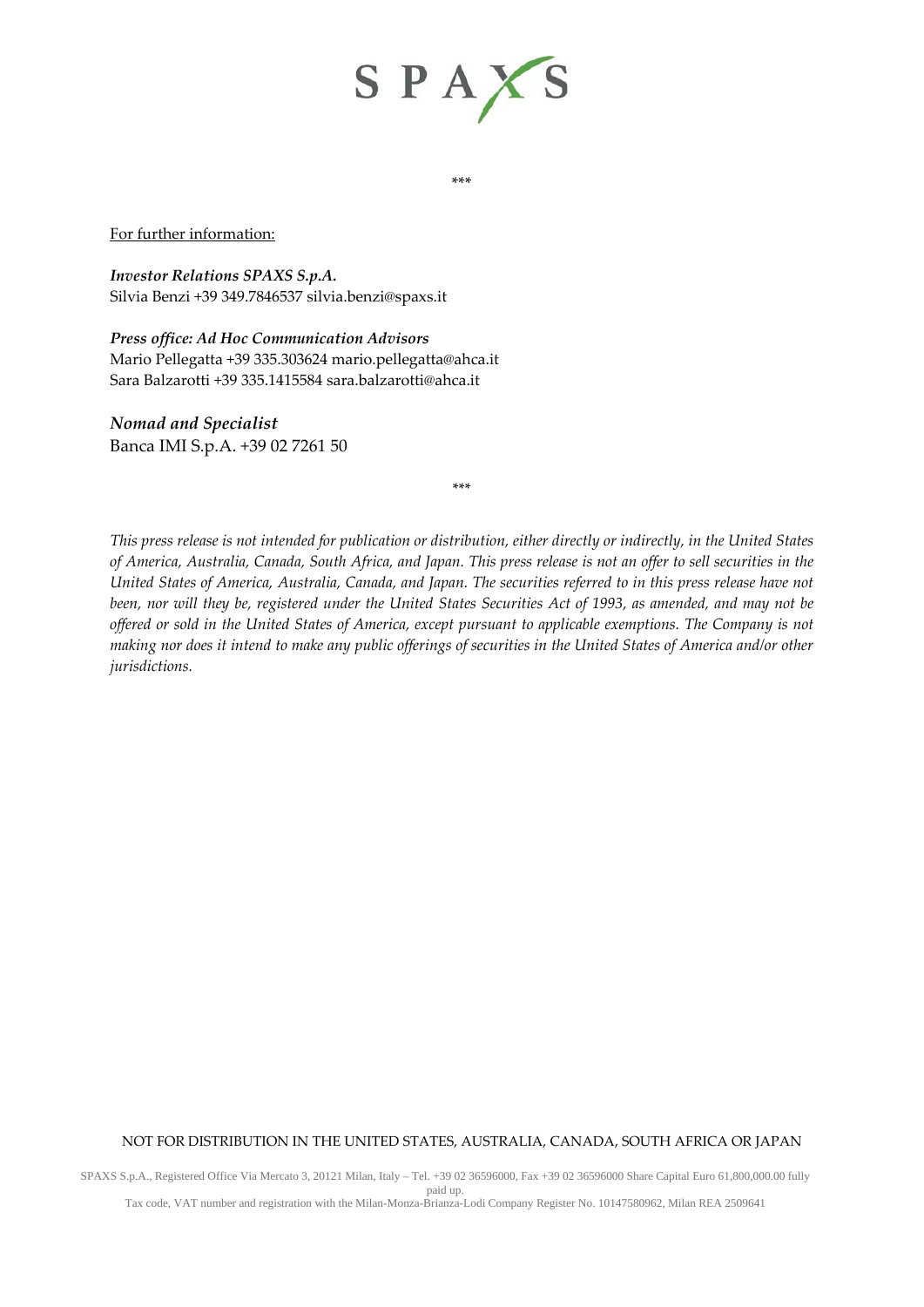\*\*\*

For further information:

***Investor Relations SPAXS S.p.A.***
Silvia Benzi +39 349.7846537 silvia.benzi@spaxs.it

***Press office: Ad Hoc Communication Advisors***
Mario Pellegatta +39 335.303624 mario.pellegatta@ahca.it
Sara Balzarotti +39 335.1415584 sara.balzarotti@ahca.it

***Nomad and Specialist***
Banca IMI S.p.A. +39 02 7261 50

\*\*\*

*This press release is not intended for publication or distribution, either directly or indirectly, in the United States of America, Australia, Canada, South Africa, and Japan. This press release is not an offer to sell securities in the United States of America, Australia, Canada, and Japan. The securities referred to in this press release have not been, nor will they be, registered under the United States Securities Act of 1993, as amended, and may not be offered or sold in the United States of America, except pursuant to applicable exemptions. The Company is not making nor does it intend to make any public offerings of securities in the United States of America and/or other jurisdictions.*